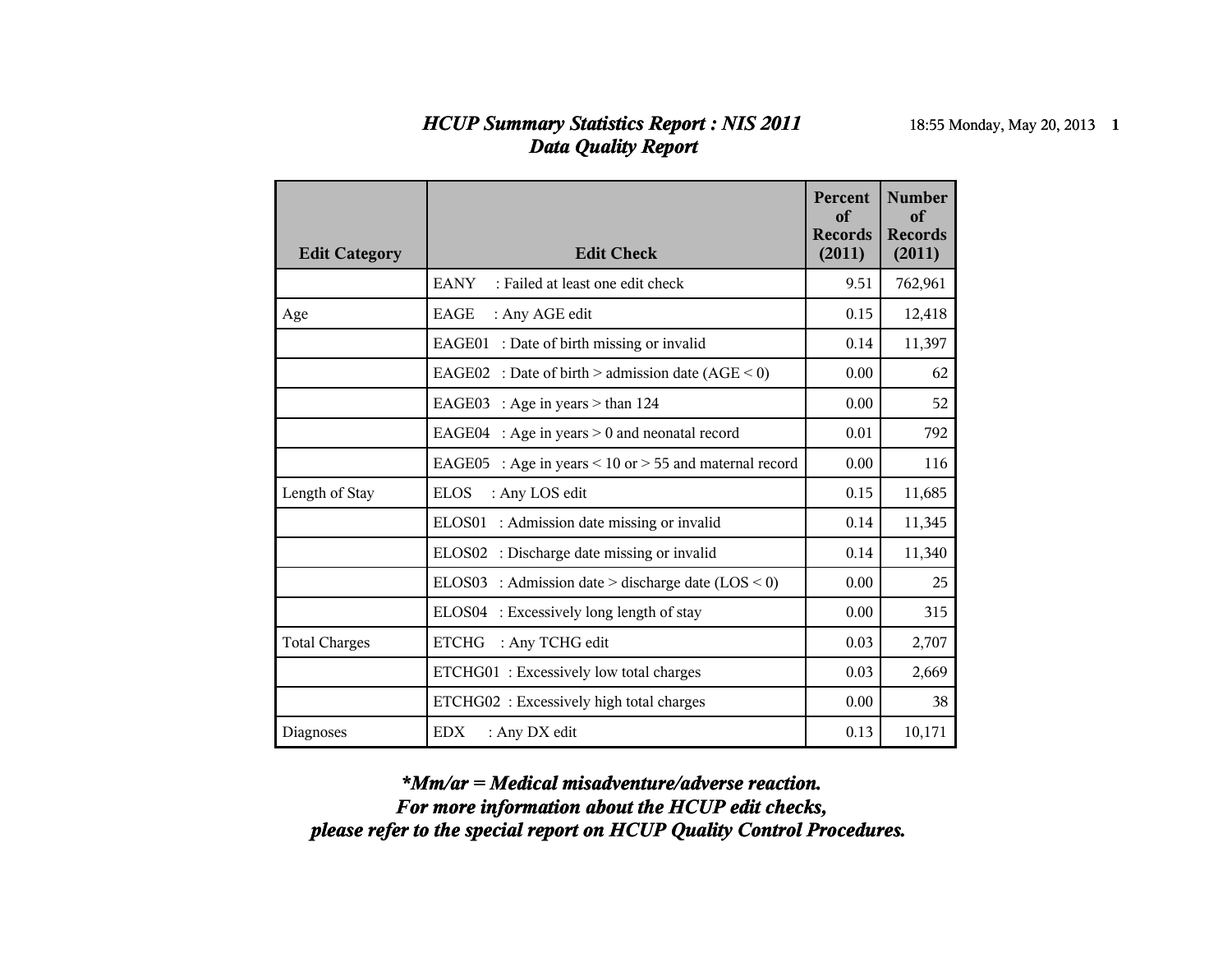# *HCUP Summary Statistics Report : NIS 2011*
## *Data Quality Report*

| Edit Category | Edit Check | Percent of Records (2011) | Number of Records (2011) |
|---|---|---|---|
| | EANY : Failed at least one edit check | 9.51 | 762,961 |
| Age | EAGE : Any AGE edit | 0.15 | 12,418 |
| | EAGE01 : Date of birth missing or invalid | 0.14 | 11,397 |
| | EAGE02 : Date of birth > admission date (AGE < 0) | 0.00 | 62 |
| | EAGE03 : Age in years > than 124 | 0.00 | 52 |
| | EAGE04 : Age in years > 0 and neonatal record | 0.01 | 792 |
| | EAGE05 : Age in years < 10 or > 55 and maternal record | 0.00 | 116 |
| Length of Stay | ELOS : Any LOS edit | 0.15 | 11,685 |
| | ELOS01 : Admission date missing or invalid | 0.14 | 11,345 |
| | ELOS02 : Discharge date missing or invalid | 0.14 | 11,340 |
| | ELOS03 : Admission date > discharge date (LOS < 0) | 0.00 | 25 |
| | ELOS04 : Excessively long length of stay | 0.00 | 315 |
| Total Charges | ETCHG : Any TCHG edit | 0.03 | 2,707 |
| | ETCHG01 : Excessively low total charges | 0.03 | 2,669 |
| | ETCHG02 : Excessively high total charges | 0.00 | 38 |
| Diagnoses | EDX : Any DX edit | 0.13 | 10,171 |

***Mm/ar = Medical misadventure/adverse reaction.***
***For more information about the HCUP edit checks,***
***please refer to the special report on HCUP Quality Control Procedures.***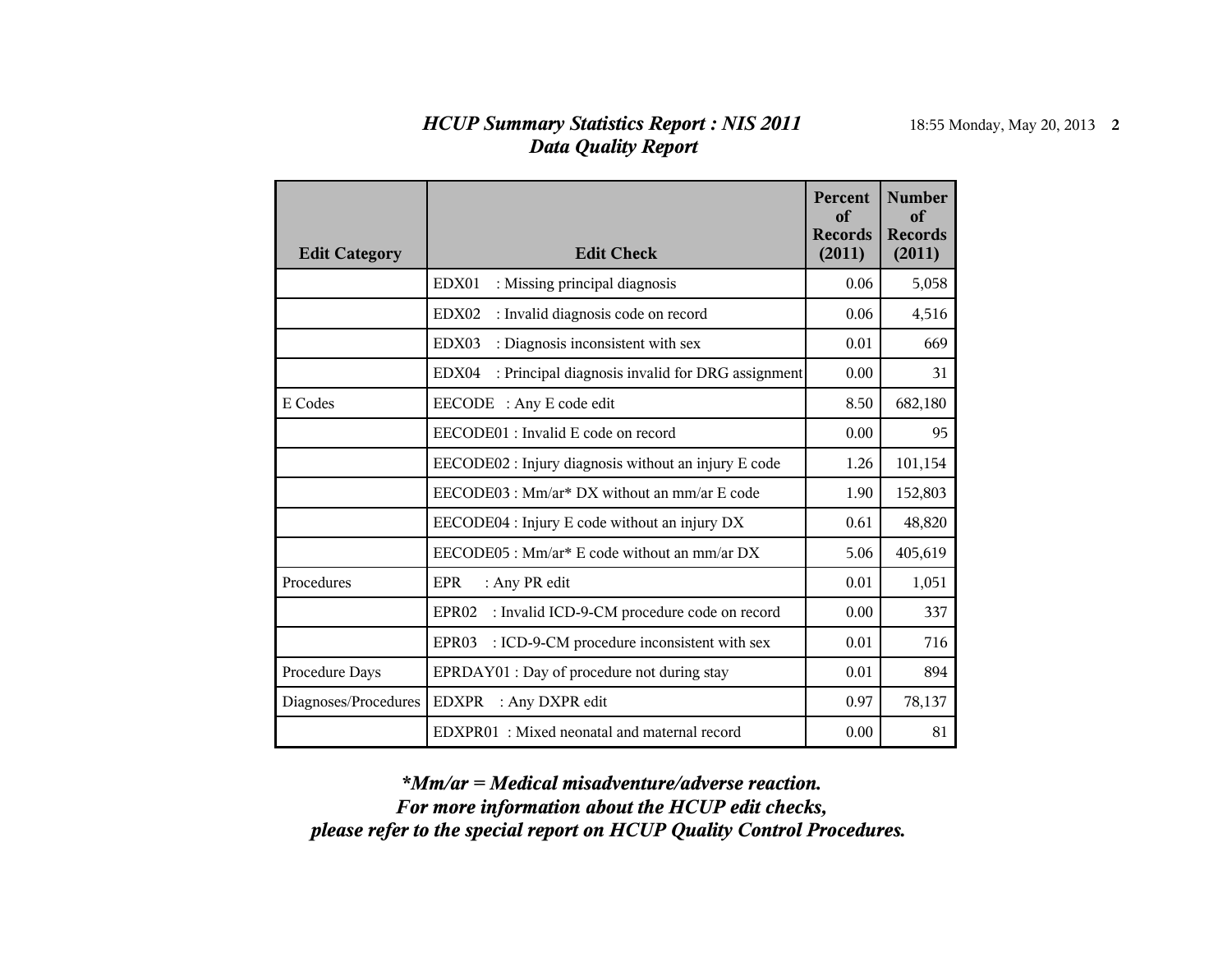## *HCUP Summary Statistics Report : NIS 2011*
## *Data Quality Report*

| Edit Category | Edit Check | Percent of Records (2011) | Number of Records (2011) |
|---|---|---|---|
| | EDX01 : Missing principal diagnosis | 0.06 | 5,058 |
| | EDX02 : Invalid diagnosis code on record | 0.06 | 4,516 |
| | EDX03 : Diagnosis inconsistent with sex | 0.01 | 669 |
| | EDX04 : Principal diagnosis invalid for DRG assignment | 0.00 | 31 |
| E Codes | EECODE : Any E code edit | 8.50 | 682,180 |
| | EECODE01 : Invalid E code on record | 0.00 | 95 |
| | EECODE02 : Injury diagnosis without an injury E code | 1.26 | 101,154 |
| | EECODE03 : Mm/ar* DX without an mm/ar E code | 1.90 | 152,803 |
| | EECODE04 : Injury E code without an injury DX | 0.61 | 48,820 |
| | EECODE05 : Mm/ar* E code without an mm/ar DX | 5.06 | 405,619 |
| Procedures | EPR : Any PR edit | 0.01 | 1,051 |
| | EPR02 : Invalid ICD-9-CM procedure code on record | 0.00 | 337 |
| | EPR03 : ICD-9-CM procedure inconsistent with sex | 0.01 | 716 |
| Procedure Days | EPRDAY01 : Day of procedure not during stay | 0.01 | 894 |
| Diagnoses/Procedures | EDXPR : Any DXPR edit | 0.97 | 78,137 |
| | EDXPR01 : Mixed neonatal and maternal record | 0.00 | 81 |

***Mm/ar = Medical misadventure/adverse reaction.***
***For more information about the HCUP edit checks,***
***please refer to the special report on HCUP Quality Control Procedures.***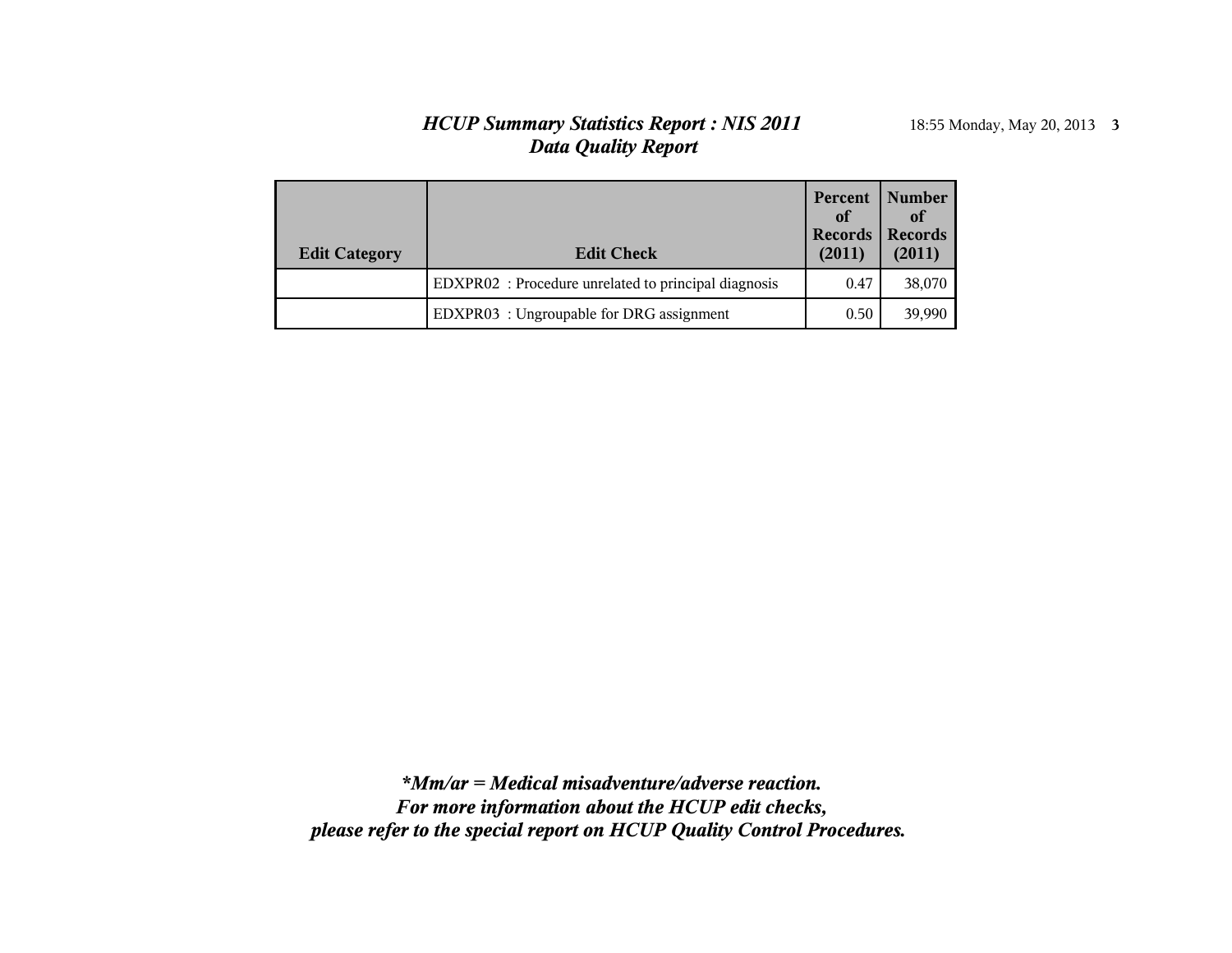## *HCUP Summary Statistics Report : NIS 2011*
## *Data Quality Report*

| Edit Category | Edit Check | Percent of Records (2011) | Number of Records (2011) |
|---|---|---|---|
| | EDXPR02 : Procedure unrelated to principal diagnosis | 0.47 | 38,070 |
| | EDXPR03 : Ungroupable for DRG assignment | 0.50 | 39,990 |

***Mm/ar = Medical misadventure/adverse reaction.***
***For more information about the HCUP edit checks,***
***please refer to the special report on HCUP Quality Control Procedures.***